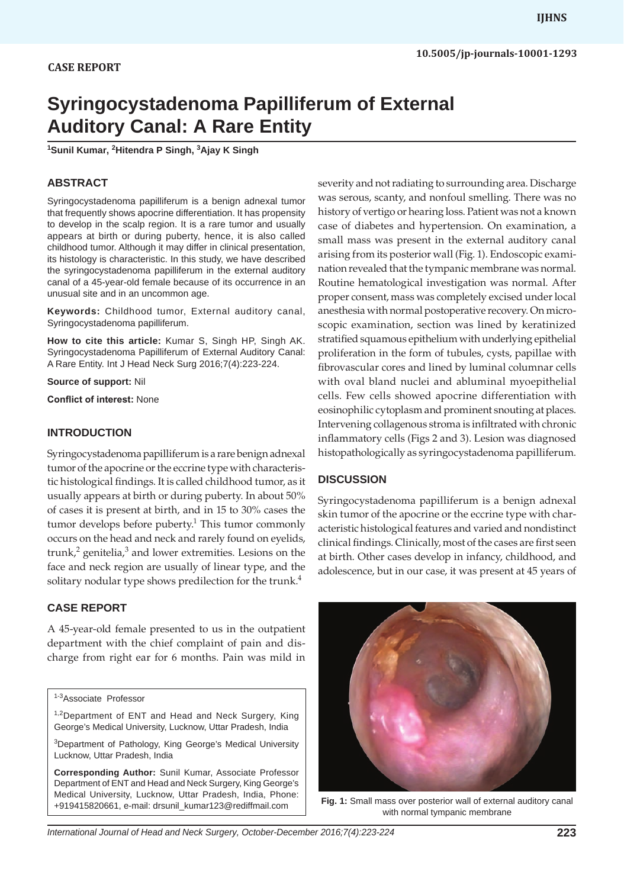**CASE REPORT**

# Syringocystadenoma Papilliferum of External Auditory Canal: A Rare Entity

[1]Sunil Kumar, [2]Hitendra P Singh, [3]Ajay K Singh

## ABSTRACT

Syringocystadenoma papilliferum is a benign adnexal tumor that frequently shows apocrine differentiation. It has propensity to develop in the scalp region. It is a rare tumor and usually appears at birth or during puberty, hence, it is also called childhood tumor. Although it may differ in clinical presentation, its histology is characteristic. In this study, we have described the syringocystadenoma papilliferum in the external auditory canal of a 45-year-old female because of its occurrence in an unusual site and in an uncommon age.

**Keywords:** Childhood tumor, External auditory canal, Syringocystadenoma papilliferum.

**How to cite this article:** Kumar S, Singh HP, Singh AK. Syringocystadenoma Papilliferum of External Auditory Canal: A Rare Entity. Int J Head Neck Surg 2016;7(4):223-224.

**Source of support:** Nil

**Conflict of interest:** None

## INTRODUCTION

Syringocystadenoma papilliferum is a rare benign adnexal tumor of the apocrine or the eccrine type with characteristic histological findings. It is called childhood tumor, as it usually appears at birth or during puberty. In about 50% of cases it is present at birth, and in 15 to 30% cases the tumor develops before puberty.[1] This tumor commonly occurs on the head and neck and rarely found on eyelids, trunk,[2] genitelia,[3] and lower extremities. Lesions on the face and neck region are usually of linear type, and the solitary nodular type shows predilection for the trunk.[4]

## CASE REPORT

A 45-year-old female presented to us in the outpatient department with the chief complaint of pain and discharge from right ear for 6 months. Pain was mild in severity and not radiating to surrounding area. Discharge was serous, scanty, and nonfoul smelling. There was no history of vertigo or hearing loss. Patient was not a known case of diabetes and hypertension. On examination, a small mass was present in the external auditory canal arising from its posterior wall (Fig. 1). Endoscopic examination revealed that the tympanic membrane was normal. Routine hematological investigation was normal. After proper consent, mass was completely excised under local anesthesia with normal postoperative recovery. On microscopic examination, section was lined by keratinized stratified squamous epithelium with underlying epithelial proliferation in the form of tubules, cysts, papillae with fibrovascular cores and lined by luminal columnar cells with oval bland nuclei and abluminal myoepithelial cells. Few cells showed apocrine differentiation with eosinophilic cytoplasm and prominent snouting at places. Intervening collagenous stroma is infiltrated with chronic inflammatory cells (Figs 2 and 3). Lesion was diagnosed histopathologically as syringocystadenoma papilliferum.

## DISCUSSION

Syringocystadenoma papilliferum is a benign adnexal skin tumor of the apocrine or the eccrine type with characteristic histological features and varied and nondistinct clinical findings. Clinically, most of the cases are first seen at birth. Other cases develop in infancy, childhood, and adolescence, but in our case, it was present at 45 years of

**Fig. 1:** Small mass over posterior wall of external auditory canal with normal tympanic membrane

---

[1-3]Associate Professor

[1,2]Department of ENT and Head and Neck Surgery, King George's Medical University, Lucknow, Uttar Pradesh, India

[3]Department of Pathology, King George's Medical University Lucknow, Uttar Pradesh, India

**Corresponding Author:** Sunil Kumar, Associate Professor Department of ENT and Head and Neck Surgery, King George's Medical University, Lucknow, Uttar Pradesh, India, Phone: +919415820661, e-mail: drsunil_kumar123@rediffmail.com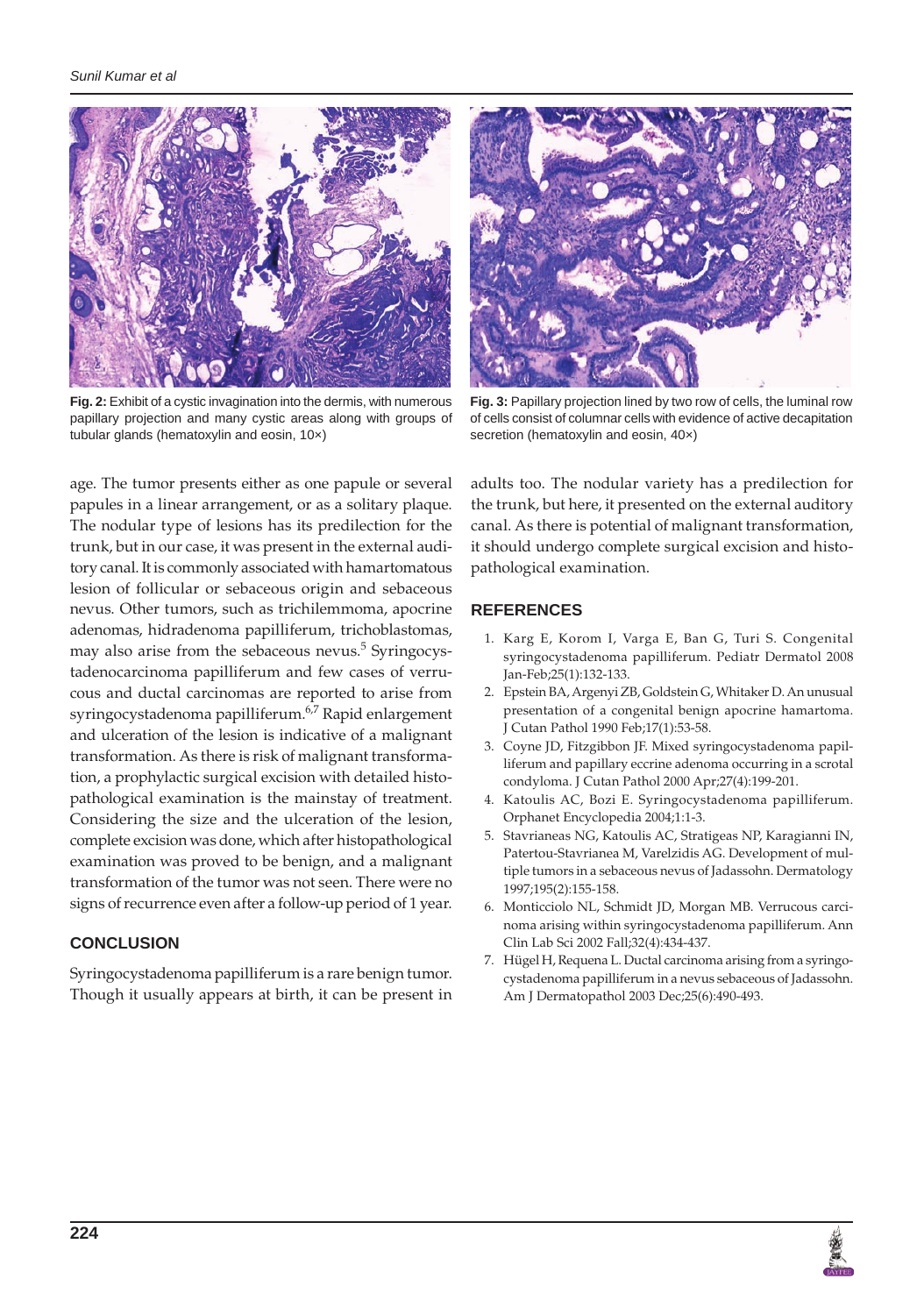Fig. 2: Exhibit of a cystic invagination into the dermis, with numerous papillary projection and many cystic areas along with groups of tubular glands (hematoxylin and eosin, 10×)

Fig. 3: Papillary projection lined by two row of cells, the luminal row of cells consist of columnar cells with evidence of active decapitation secretion (hematoxylin and eosin, 40×)

age. The tumor presents either as one papule or several papules in a linear arrangement, or as a solitary plaque. The nodular type of lesions has its predilection for the trunk, but in our case, it was present in the external auditory canal. It is commonly associated with hamartomatous lesion of follicular or sebaceous origin and sebaceous nevus. Other tumors, such as trichilemmoma, apocrine adenomas, hidradenoma papilliferum, trichoblastomas, may also arise from the sebaceous nevus.[5] Syringocystadenocarcinoma papilliferum and few cases of verrucous and ductal carcinomas are reported to arise from syringocystadenoma papilliferum.[6,7] Rapid enlargement and ulceration of the lesion is indicative of a malignant transformation. As there is risk of malignant transformation, a prophylactic surgical excision with detailed histopathological examination is the mainstay of treatment. Considering the size and the ulceration of the lesion, complete excision was done, which after histopathological examination was proved to be benign, and a malignant transformation of the tumor was not seen. There were no signs of recurrence even after a follow-up period of 1 year.

## CONCLUSION

Syringocystadenoma papilliferum is a rare benign tumor. Though it usually appears at birth, it can be present in adults too. The nodular variety has a predilection for the trunk, but here, it presented on the external auditory canal. As there is potential of malignant transformation, it should undergo complete surgical excision and histopathological examination.

## REFERENCES

1. Karg E, Korom I, Varga E, Ban G, Turi S. Congenital syringocystadenoma papilliferum. Pediatr Dermatol 2008 Jan-Feb;25(1):132-133.
2. Epstein BA, Argenyi ZB, Goldstein G, Whitaker D. An unusual presentation of a congenital benign apocrine hamartoma. J Cutan Pathol 1990 Feb;17(1):53-58.
3. Coyne JD, Fitzgibbon JF. Mixed syringocystadenoma papilliferum and papillary eccrine adenoma occurring in a scrotal condyloma. J Cutan Pathol 2000 Apr;27(4):199-201.
4. Katoulis AC, Bozi E. Syringocystadenoma papilliferum. Orphanet Encyclopedia 2004;1:1-3.
5. Stavrianeas NG, Katoulis AC, Stratigeas NP, Karagianni IN, Patertou-Stavrianea M, Varelzidis AG. Development of multiple tumors in a sebaceous nevus of Jadassohn. Dermatology 1997;195(2):155-158.
6. Monticciolo NL, Schmidt JD, Morgan MB. Verrucous carcinoma arising within syringocystadenoma papilliferum. Ann Clin Lab Sci 2002 Fall;32(4):434-437.
7. Hügel H, Requena L. Ductal carcinoma arising from a syringocystadenoma papilliferum in a nevus sebaceous of Jadassohn. Am J Dermatopathol 2003 Dec;25(6):490-493.